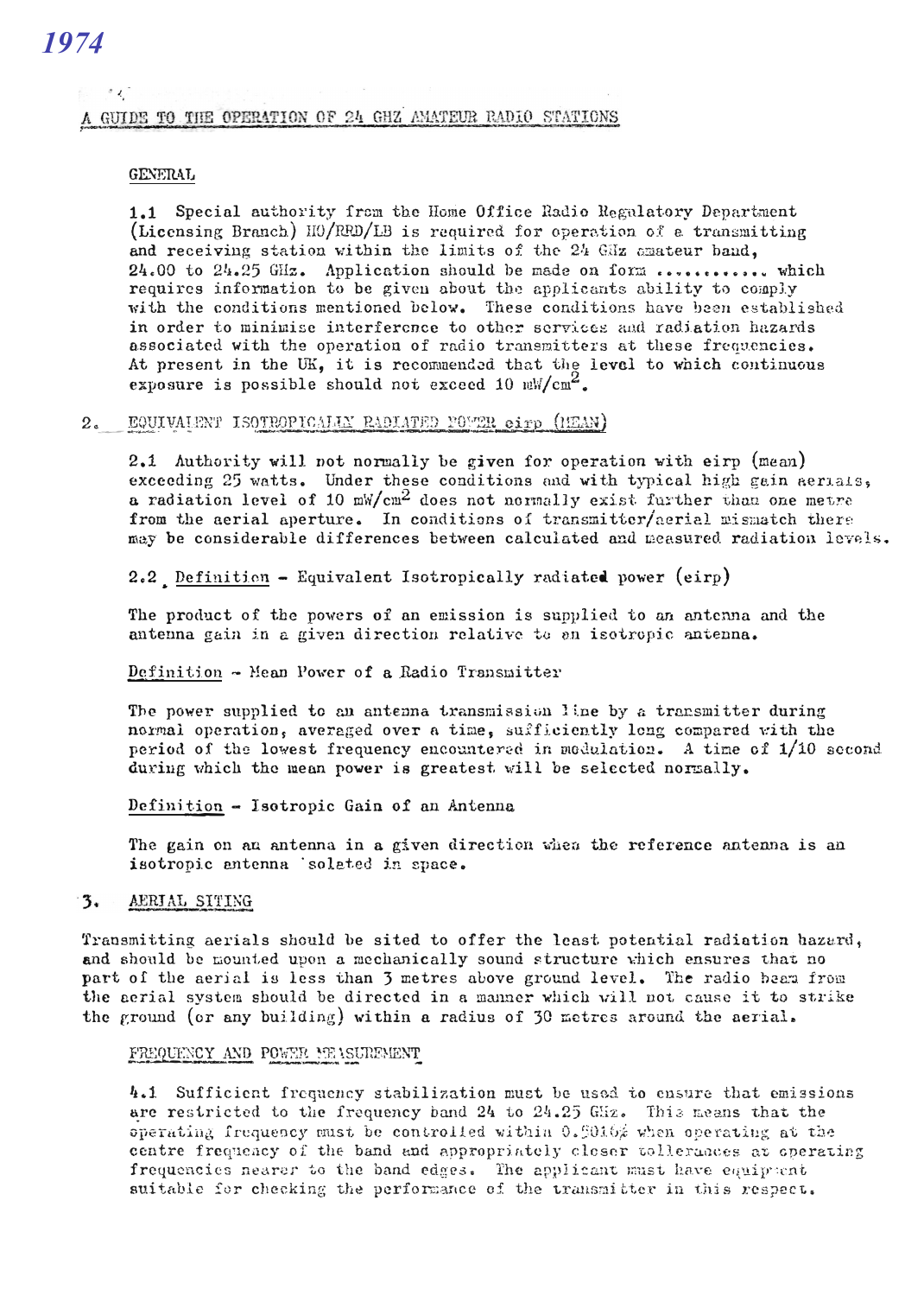*1974*

# A GUIDE TO THE OPERATION OF 24 GHZ AMATEUR RADIO STATIONS

## GENERAL

1.1 Special authority from the Home Office Radio Regulatory Department (Licensing Branch) HO/RRD/LB is required for operation of a transmitting and receiving station within the limits of the 24 GHz amateur band, 24.00 to 24.25 GHz. Application should be made on form ............ which requires information to be given about the applicants ability to comply with the conditions mentioned below. These conditions have been established in order to minimise interference to other services and radiation hazards associated with the operation of radio transmitters at these frequencies. At present in the UK, it is recommended that the level to which continuous exposure is possible should not exceed 10 mW/cm$^2$.

## 2. EQUIVALENT ISOTROPICALLY RADIATED POWER eirp (MEAN)

2.1 Authority will not normally be given for operation with eirp (mean) exceeding 25 watts. Under these conditions and with typical high gain aerials, a radiation level of 10 mW/cm$^2$ does not normally exist further than one metre from the aerial aperture. In conditions of transmitter/aerial mismatch there may be considerable differences between calculated and measured radiation levels.

2.2 Definition - Equivalent Isotropically radiated power (eirp)

The product of the powers of an emission is supplied to an antenna and the antenna gain in a given direction relative to an isotropic antenna.

Definition - Mean Power of a Radio Transmitter

The power supplied to an antenna transmission line by a transmitter during normal operation, averaged over a time, sufficiently long compared with the period of the lowest frequency encountered in modulation. A time of 1/10 second during which the mean power is greatest will be selected normally.

Definition - Isotropic Gain of an Antenna

The gain on an antenna in a given direction when the reference antenna is an isotropic antenna isolated in space.

## 3. AERIAL SITING

Transmitting aerials should be sited to offer the least potential radiation hazard, and should be mounted upon a mechanically sound structure which ensures that no part of the aerial is less than 3 metres above ground level. The radio beam from the aerial system should be directed in a manner which will not cause it to strike the ground (or any building) within a radius of 30 metres around the aerial.

## FREQUENCY AND POWER MEASUREMENT

4.1 Sufficient frequency stabilization must be used to ensure that emissions are restricted to the frequency band 24 to 24.25 GHz. This means that the operating frequency must be controlled within 0.5016% when operating at the centre frequency of the band and appropriately closer tollerances at operating frequencies nearer to the band edges. The applicant must have equipment suitable for checking the performance of the transmitter in this respect.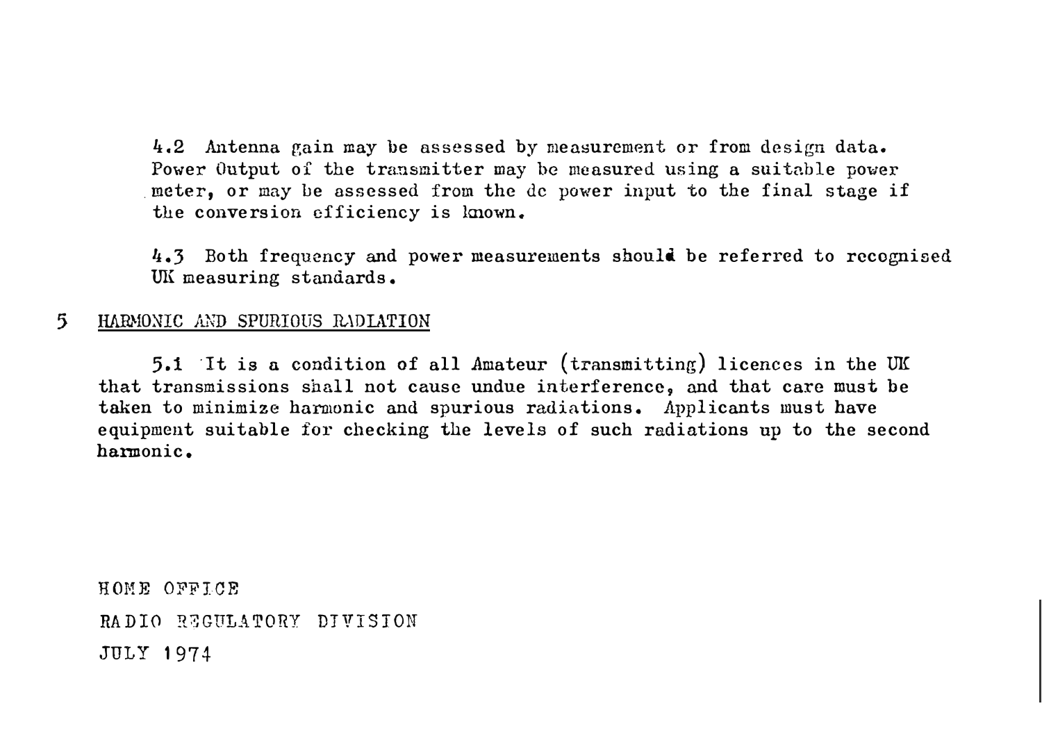4.2 Antenna gain may be assessed by measurement or from design data. Power Output of the transmitter may be measured using a suitable power meter, or may be assessed from the dc power input to the final stage if the conversion efficiency is known.

4.3 Both frequency and power measurements should be referred to recognised UK measuring standards.

## 5 HARMONIC AND SPURIOUS RADIATION

5.1 It is a condition of all Amateur (transmitting) licences in the UK that transmissions shall not cause undue interference, and that care must be taken to minimize harmonic and spurious radiations. Applicants must have equipment suitable for checking the levels of such radiations up to the second harmonic.

HOME OFFICE

RADIO REGULATORY DIVISION

JULY 1974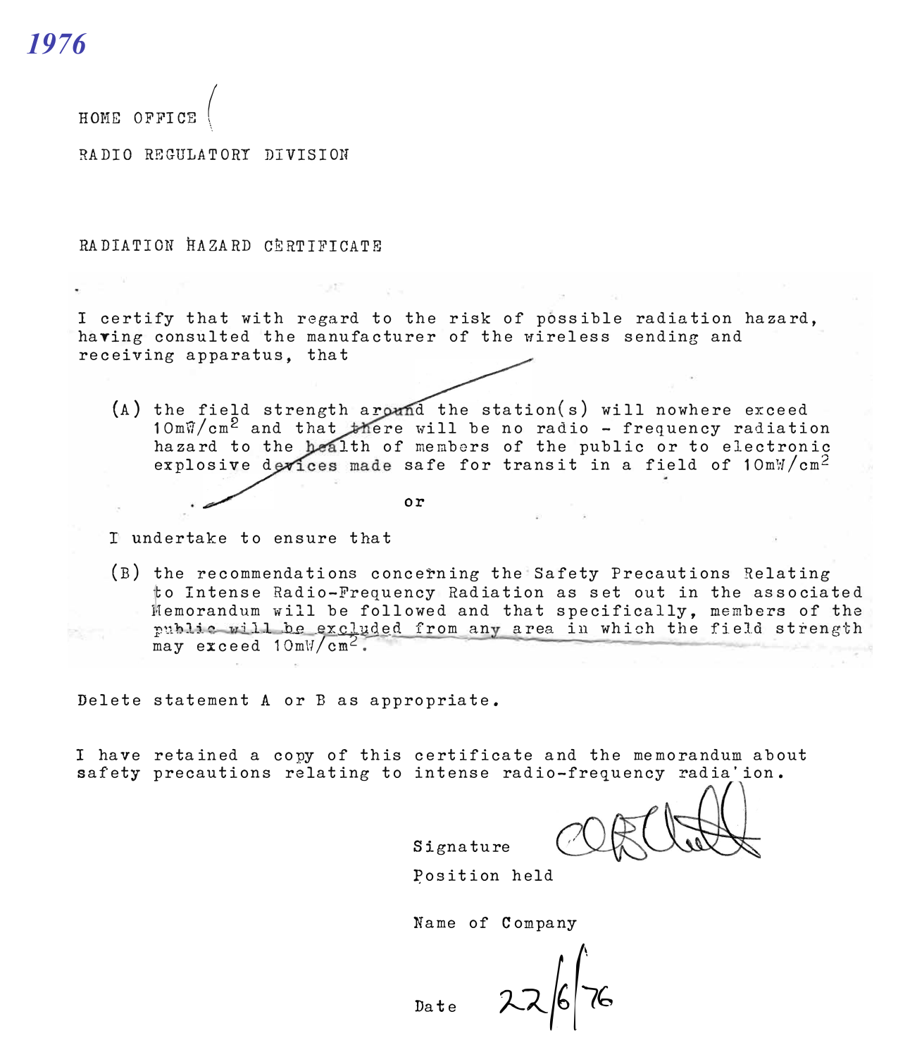*1976*

HOME OFFICE

RADIO REGULATORY DIVISION

RADIATION HAZARD CERTIFICATE

I certify that with regard to the risk of possible radiation hazard, having consulted the manufacturer of the wireless sending and receiving apparatus, that

(A) the field strength around the station(s) will nowhere exceed 10mW/cm$^2$ and that there will be no radio - frequency radiation hazard to the health of members of the public or to electronic explosive devices made safe for transit in a field of 10mW/cm$^2$

or

I undertake to ensure that

(B) the recommendations concerning the Safety Precautions Relating to Intense Radio-Frequency Radiation as set out in the associated Memorandum will be followed and that specifically, members of the public will be excluded from any area in which the field strength may exceed 10mW/cm$^2$.

Delete statement A or B as appropriate.

I have retained a copy of this certificate and the memorandum about safety precautions relating to intense radio-frequency radia'ion.

Signature

Position held

Name of Company

Date 22/6/76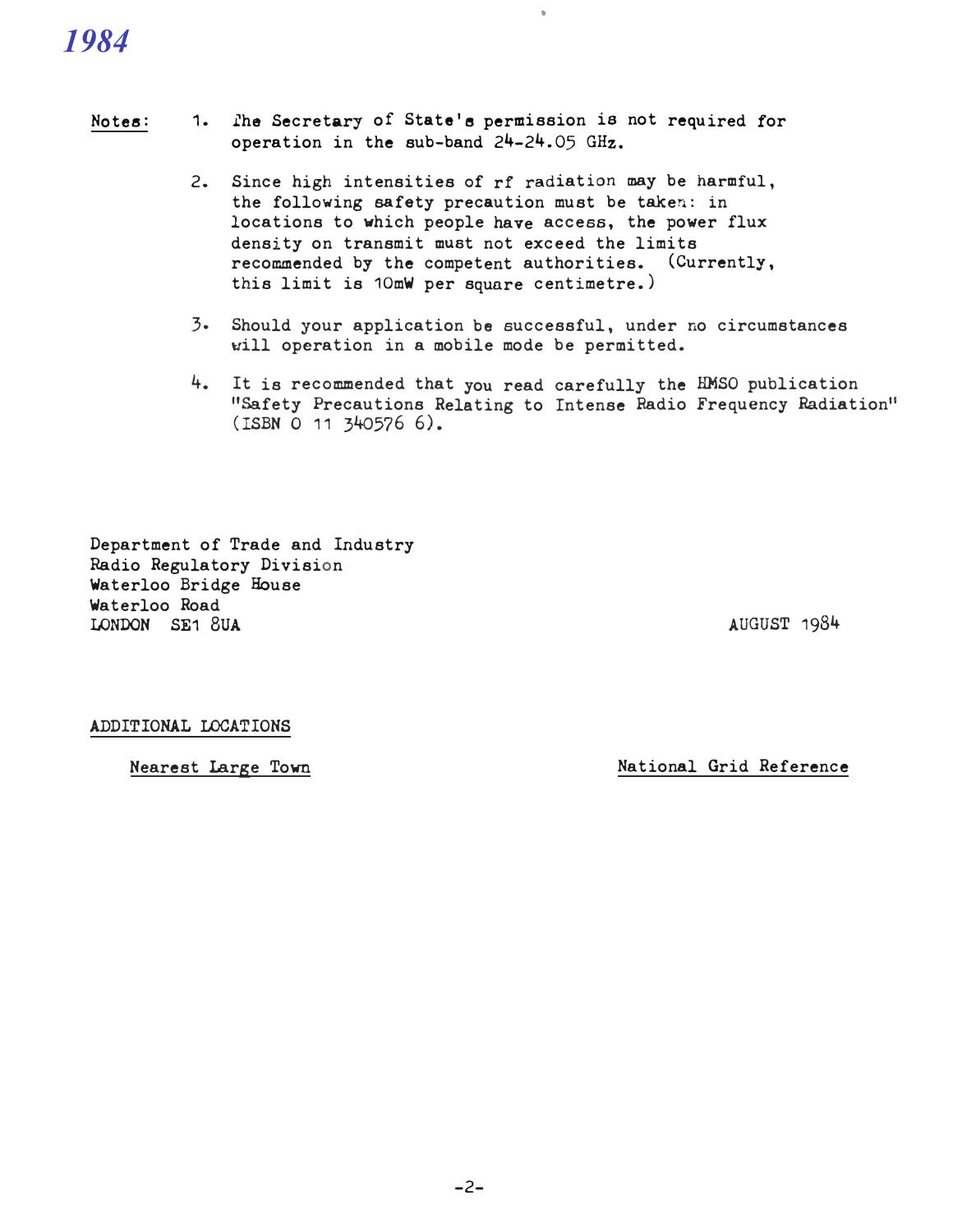*1984*

**Notes:**

1. The Secretary of State's permission is not required for operation in the sub-band 24-24.05 GHz.

2. Since high intensities of rf radiation may be harmful, the following safety precaution must be taken: in locations to which people have access, the power flux density on transmit must not exceed the limits recommended by the competent authorities. (Currently, this limit is 10mW per square centimetre.)

3. Should your application be successful, under no circumstances will operation in a mobile mode be permitted.

4. It is recommended that you read carefully the HMSO publication "Safety Precautions Relating to Intense Radio Frequency Radiation" (ISBN 0 11 340576 6).

Department of Trade and Industry
Radio Regulatory Division
Waterloo Bridge House
Waterloo Road
LONDON SE1 8UA

AUGUST 1984

ADDITIONAL LOCATIONS

| Nearest Large Town | National Grid Reference |
| --- | --- |